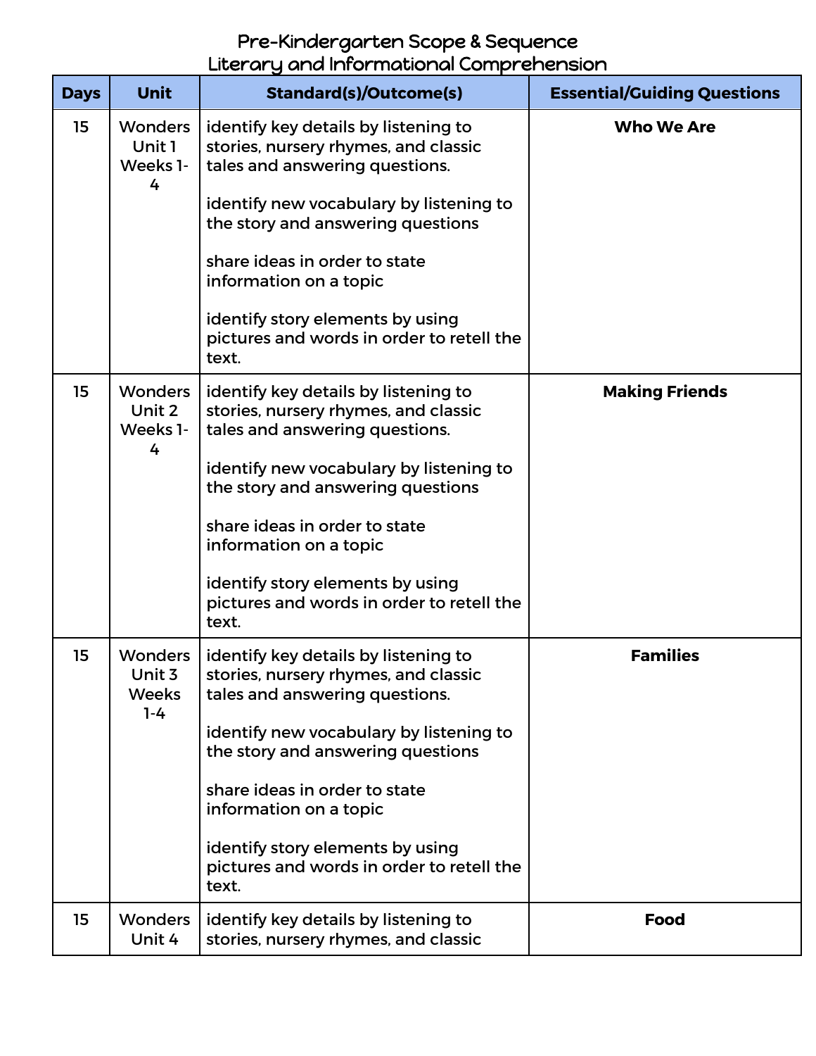# Pre-Kindergarten Scope & Sequence
## Literary and Informational Comprehension

| Days | Unit | Standard(s)/Outcome(s) | Essential/Guiding Questions |
|---|---|---|---|
| 15 | Wonders Unit 1 Weeks 1-4 | identify key details by listening to stories, nursery rhymes, and classic tales and answering questions.<br><br>identify new vocabulary by listening to the story and answering questions<br><br>share ideas in order to state information on a topic<br><br>identify story elements by using pictures and words in order to retell the text. | **Who We Are** |
| 15 | Wonders Unit 2 Weeks 1-4 | identify key details by listening to stories, nursery rhymes, and classic tales and answering questions.<br><br>identify new vocabulary by listening to the story and answering questions<br><br>share ideas in order to state information on a topic<br><br>identify story elements by using pictures and words in order to retell the text. | **Making Friends** |
| 15 | Wonders Unit 3 Weeks 1-4 | identify key details by listening to stories, nursery rhymes, and classic tales and answering questions.<br><br>identify new vocabulary by listening to the story and answering questions<br><br>share ideas in order to state information on a topic<br><br>identify story elements by using pictures and words in order to retell the text. | **Families** |
| 15 | Wonders Unit 4 | identify key details by listening to stories, nursery rhymes, and classic | **Food** |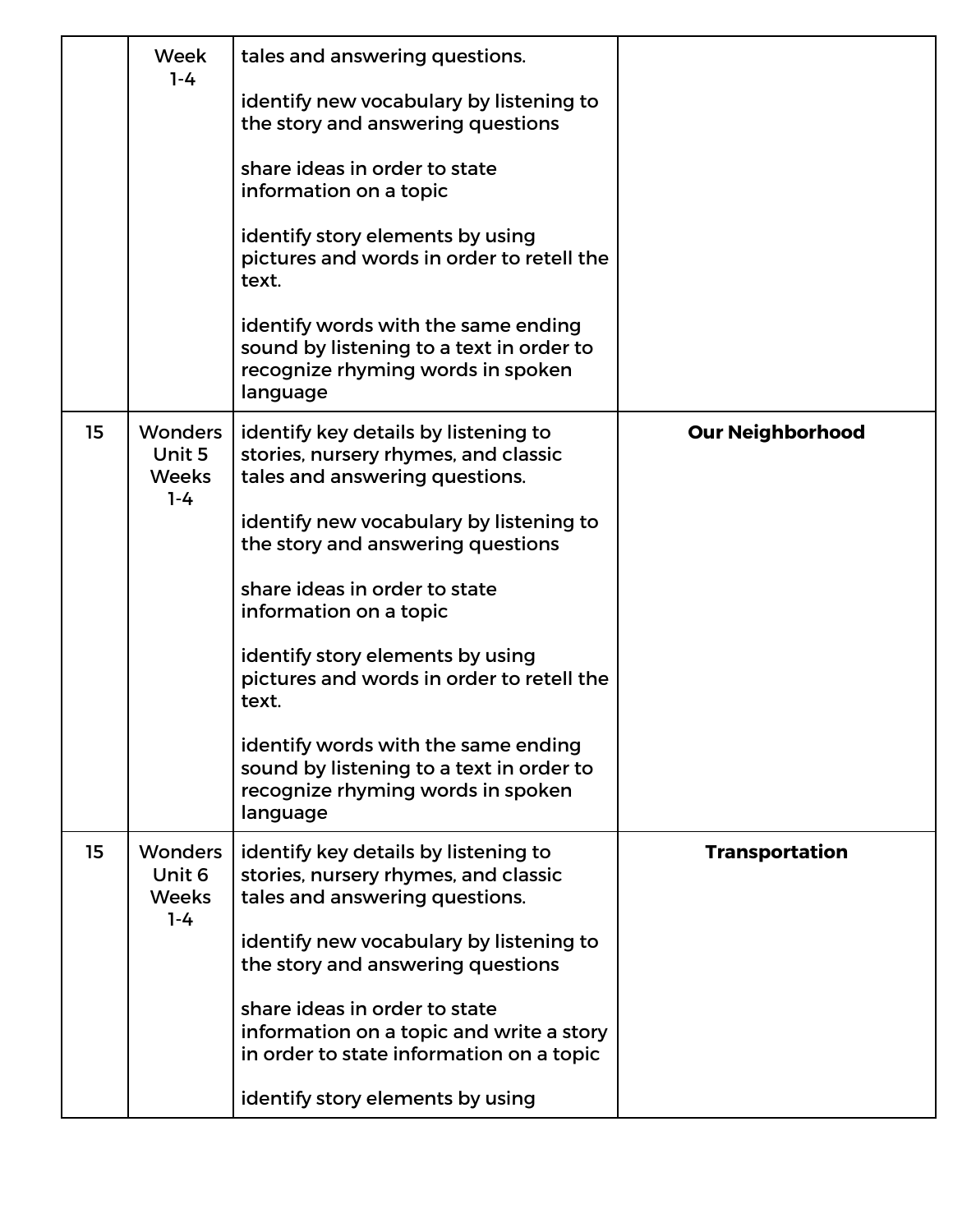| | | | |
|---|---|---|---|
| | Week 1-4 | tales and answering questions.<br><br>identify new vocabulary by listening to the story and answering questions<br><br>share ideas in order to state information on a topic<br><br>identify story elements by using pictures and words in order to retell the text.<br><br>identify words with the same ending sound by listening to a text in order to recognize rhyming words in spoken language | |
| 15 | Wonders Unit 5 Weeks 1-4 | identify key details by listening to stories, nursery rhymes, and classic tales and answering questions.<br><br>identify new vocabulary by listening to the story and answering questions<br><br>share ideas in order to state information on a topic<br><br>identify story elements by using pictures and words in order to retell the text.<br><br>identify words with the same ending sound by listening to a text in order to recognize rhyming words in spoken language | **Our Neighborhood** |
| 15 | Wonders Unit 6 Weeks 1-4 | identify key details by listening to stories, nursery rhymes, and classic tales and answering questions.<br><br>identify new vocabulary by listening to the story and answering questions<br><br>share ideas in order to state information on a topic and write a story in order to state information on a topic<br><br>identify story elements by using | **Transportation** |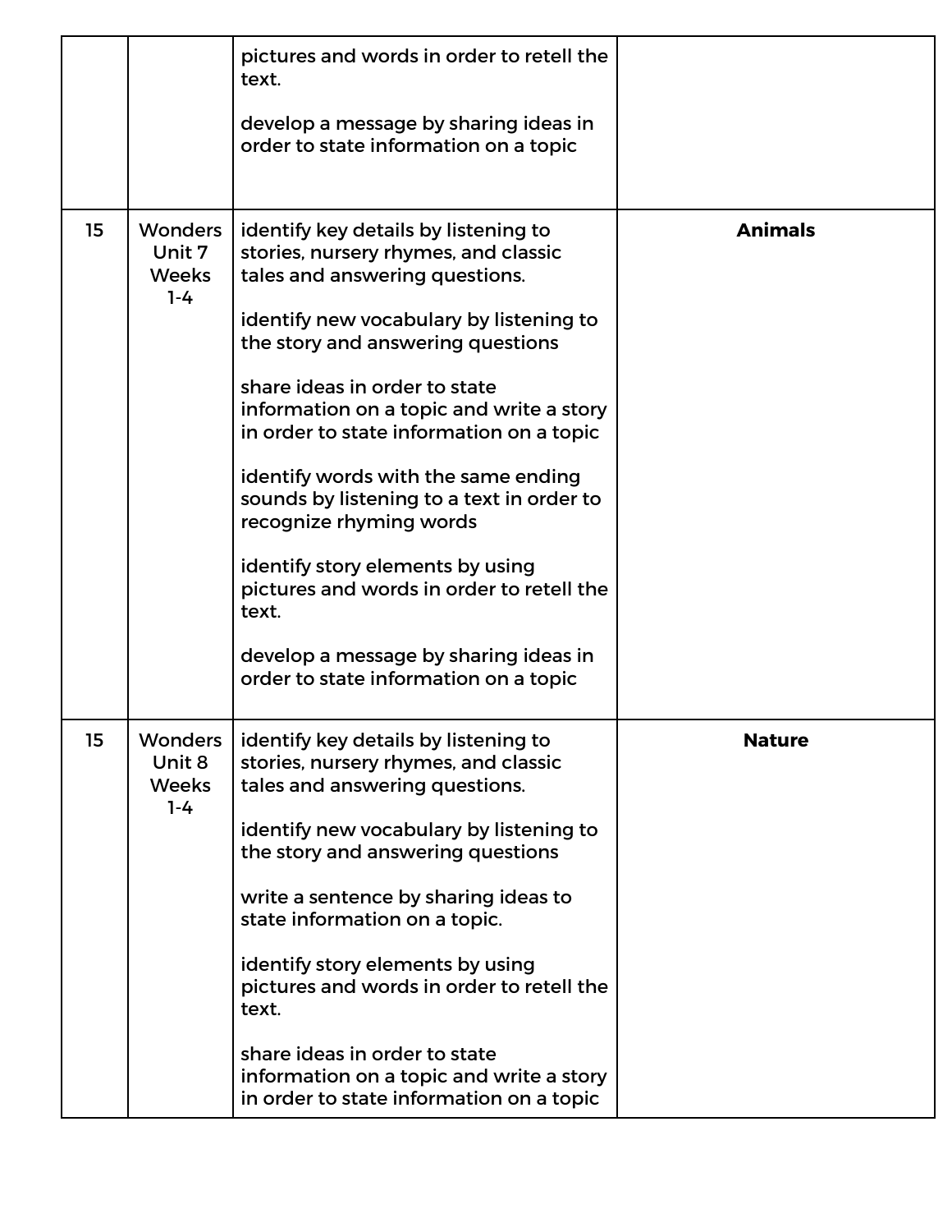| | | | |
|---|---|---|---|
| | | pictures and words in order to retell the text.<br><br>develop a message by sharing ideas in order to state information on a topic | |
| 15 | Wonders Unit 7 Weeks 1-4 | identify key details by listening to stories, nursery rhymes, and classic tales and answering questions.<br><br>identify new vocabulary by listening to the story and answering questions<br><br>share ideas in order to state information on a topic and write a story in order to state information on a topic<br><br>identify words with the same ending sounds by listening to a text in order to recognize rhyming words<br><br>identify story elements by using pictures and words in order to retell the text.<br><br>develop a message by sharing ideas in order to state information on a topic | **Animals** |
| 15 | Wonders Unit 8 Weeks 1-4 | identify key details by listening to stories, nursery rhymes, and classic tales and answering questions.<br><br>identify new vocabulary by listening to the story and answering questions<br><br>write a sentence by sharing ideas to state information on a topic.<br><br>identify story elements by using pictures and words in order to retell the text.<br><br>share ideas in order to state information on a topic and write a story in order to state information on a topic | **Nature** |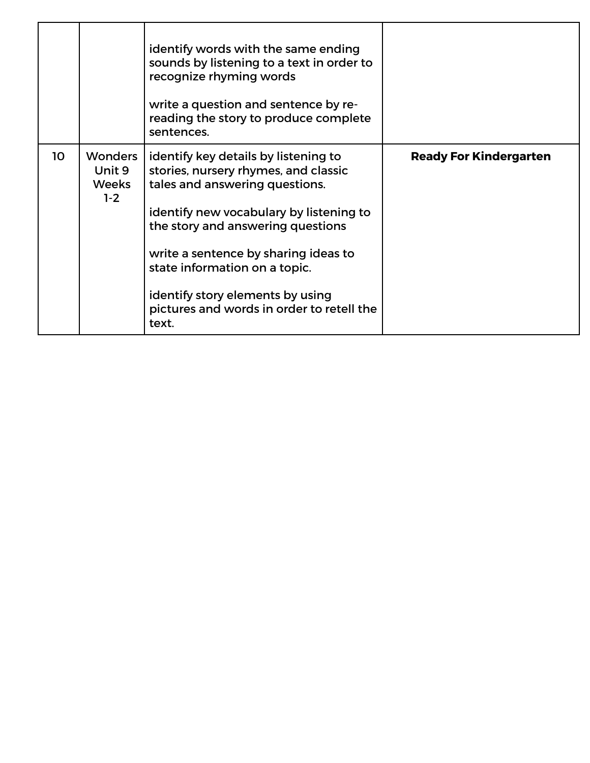| | | | |
|---|---|---|---|
| | | identify words with the same ending sounds by listening to a text in order to recognize rhyming words<br><br>write a question and sentence by re-reading the story to produce complete sentences. | |
| 10 | Wonders Unit 9 Weeks 1-2 | identify key details by listening to stories, nursery rhymes, and classic tales and answering questions.<br><br>identify new vocabulary by listening to the story and answering questions<br><br>write a sentence by sharing ideas to state information on a topic.<br><br>identify story elements by using pictures and words in order to retell the text. | **Ready For Kindergarten** |